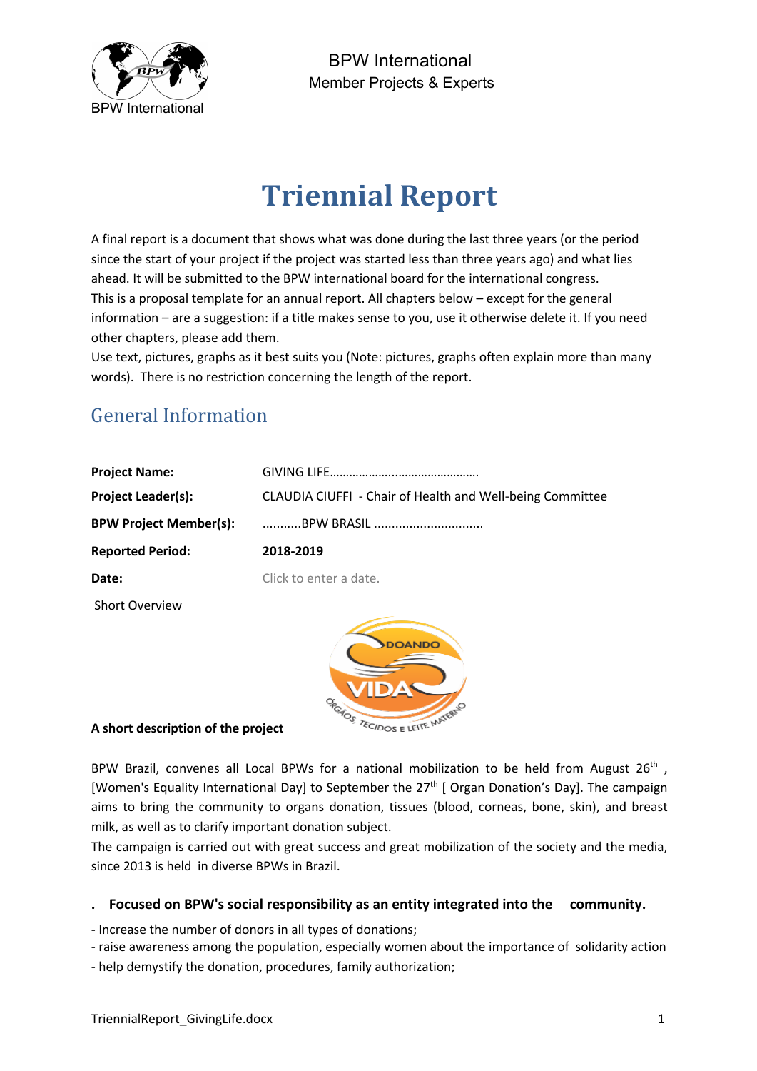BPW International
Member Projects & Experts

# Triennial Report

A final report is a document that shows what was done during the last three years (or the period since the start of your project if the project was started less than three years ago) and what lies ahead. It will be submitted to the BPW international board for the international congress.
This is a proposal template for an annual report. All chapters below – except for the general information – are a suggestion: if a title makes sense to you, use it otherwise delete it. If you need other chapters, please add them.
Use text, pictures, graphs as it best suits you (Note: pictures, graphs often explain more than many words). There is no restriction concerning the length of the report.

## General Information

| | |
|---|---|
| **Project Name:** | GIVING LIFE……………….…………………………. |
| **Project Leader(s):** | CLAUDIA CIUFFI - Chair of Health and Well-being Committee |
| **BPW Project Member(s):** | ...........BPW BRASIL ............................... |
| **Reported Period:** | **2018-2019** |
| **Date:** | Click to enter a date. |

Short Overview

**A short description of the project**

BPW Brazil, convenes all Local BPWs for a national mobilization to be held from August 26th, [Women's Equality International Day] to September the 27th [ Organ Donation's Day]. The campaign aims to bring the community to organs donation, tissues (blood, corneas, bone, skin), and breast milk, as well as to clarify important donation subject.
The campaign is carried out with great success and great mobilization of the society and the media, since 2013 is held in diverse BPWs in Brazil.

**. Focused on BPW's social responsibility as an entity integrated into the community.**

- Increase the number of donors in all types of donations;
- raise awareness among the population, especially women about the importance of solidarity action
- help demystify the donation, procedures, family authorization;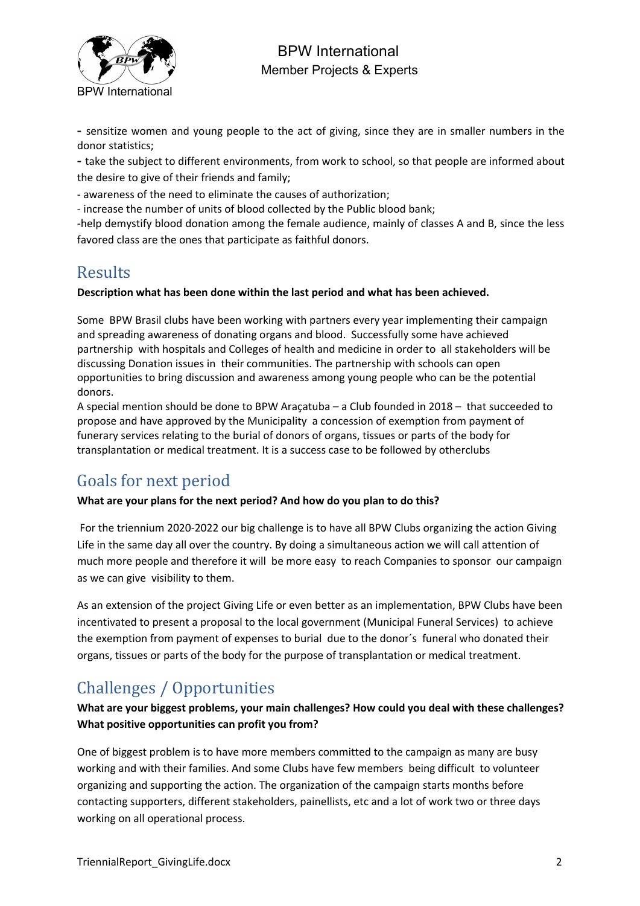- sensitize women and young people to the act of giving, since they are in smaller numbers in the donor statistics;

- take the subject to different environments, from work to school, so that people are informed about the desire to give of their friends and family;

- awareness of the need to eliminate the causes of authorization;

- increase the number of units of blood collected by the Public blood bank;

-help demystify blood donation among the female audience, mainly of classes A and B, since the less favored class are the ones that participate as faithful donors.

## Results

**Description what has been done within the last period and what has been achieved.**

Some BPW Brasil clubs have been working with partners every year implementing their campaign and spreading awareness of donating organs and blood. Successfully some have achieved partnership with hospitals and Colleges of health and medicine in order to all stakeholders will be discussing Donation issues in their communities. The partnership with schools can open opportunities to bring discussion and awareness among young people who can be the potential donors.

A special mention should be done to BPW Araçatuba – a Club founded in 2018 – that succeeded to propose and have approved by the Municipality a concession of exemption from payment of funerary services relating to the burial of donors of organs, tissues or parts of the body for transplantation or medical treatment. It is a success case to be followed by otherclubs

## Goals for next period

**What are your plans for the next period? And how do you plan to do this?**

For the triennium 2020-2022 our big challenge is to have all BPW Clubs organizing the action Giving Life in the same day all over the country. By doing a simultaneous action we will call attention of much more people and therefore it will be more easy to reach Companies to sponsor our campaign as we can give visibility to them.

As an extension of the project Giving Life or even better as an implementation, BPW Clubs have been incentivated to present a proposal to the local government (Municipal Funeral Services) to achieve the exemption from payment of expenses to burial due to the donor´s funeral who donated their organs, tissues or parts of the body for the purpose of transplantation or medical treatment.

## Challenges / Opportunities

**What are your biggest problems, your main challenges? How could you deal with these challenges? What positive opportunities can profit you from?**

One of biggest problem is to have more members committed to the campaign as many are busy working and with their families. And some Clubs have few members being difficult to volunteer organizing and supporting the action. The organization of the campaign starts months before contacting supporters, different stakeholders, painellists, etc and a lot of work two or three days working on all operational process.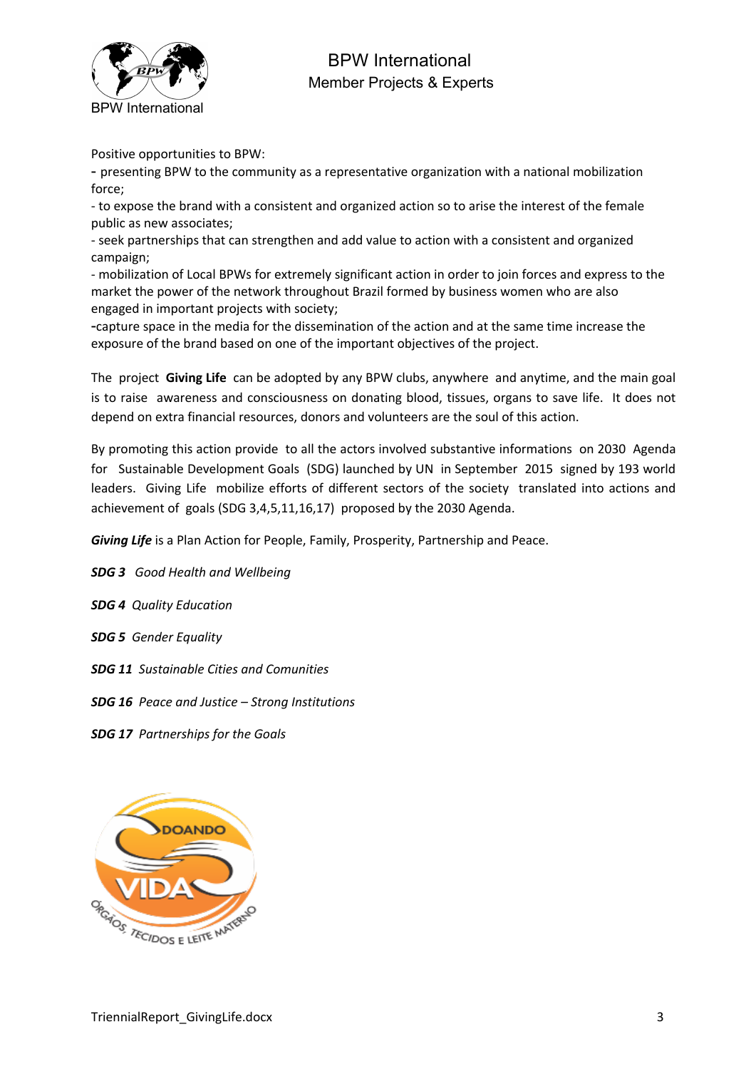Positive opportunities to BPW:

- presenting BPW to the community as a representative organization with a national mobilization force;
- to expose the brand with a consistent and organized action so to arise the interest of the female public as new associates;
- seek partnerships that can strengthen and add value to action with a consistent and organized campaign;
- mobilization of Local BPWs for extremely significant action in order to join forces and express to the market the power of the network throughout Brazil formed by business women who are also engaged in important projects with society;
- capture space in the media for the dissemination of the action and at the same time increase the exposure of the brand based on one of the important objectives of the project.

The project **Giving Life** can be adopted by any BPW clubs, anywhere and anytime, and the main goal is to raise awareness and consciousness on donating blood, tissues, organs to save life. It does not depend on extra financial resources, donors and volunteers are the soul of this action.

By promoting this action provide to all the actors involved substantive informations on 2030 Agenda for Sustainable Development Goals (SDG) launched by UN in September 2015 signed by 193 world leaders. Giving Life mobilize efforts of different sectors of the society translated into actions and achievement of goals (SDG 3,4,5,11,16,17) proposed by the 2030 Agenda.

***Giving Life*** is a Plan Action for People, Family, Prosperity, Partnership and Peace.

***SDG 3*** *Good Health and Wellbeing*

***SDG 4*** *Quality Education*

***SDG 5*** *Gender Equality*

***SDG 11*** *Sustainable Cities and Comunities*

***SDG 16*** *Peace and Justice – Strong Institutions*

***SDG 17*** *Partnerships for the Goals*

DOANDO VIDA
ÓRGÃOS, TECIDOS E LEITE MATERNO